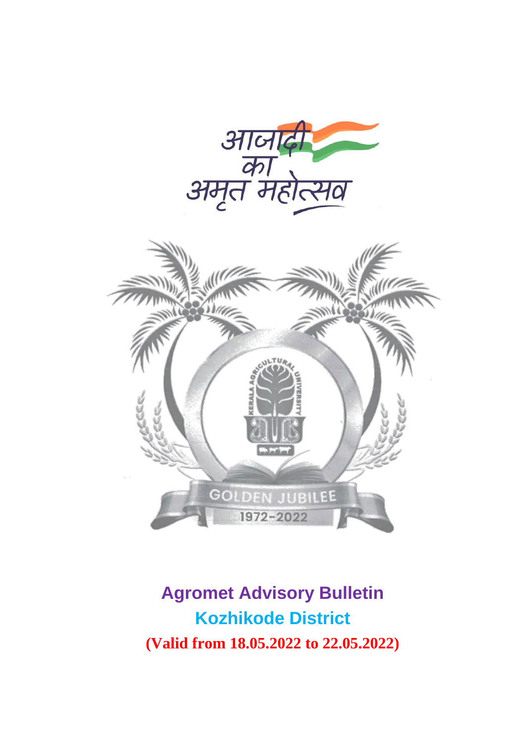# Agromet Advisory Bulletin

## Kozhikode District

**(Valid from 18.05.2022 to 22.05.2022)**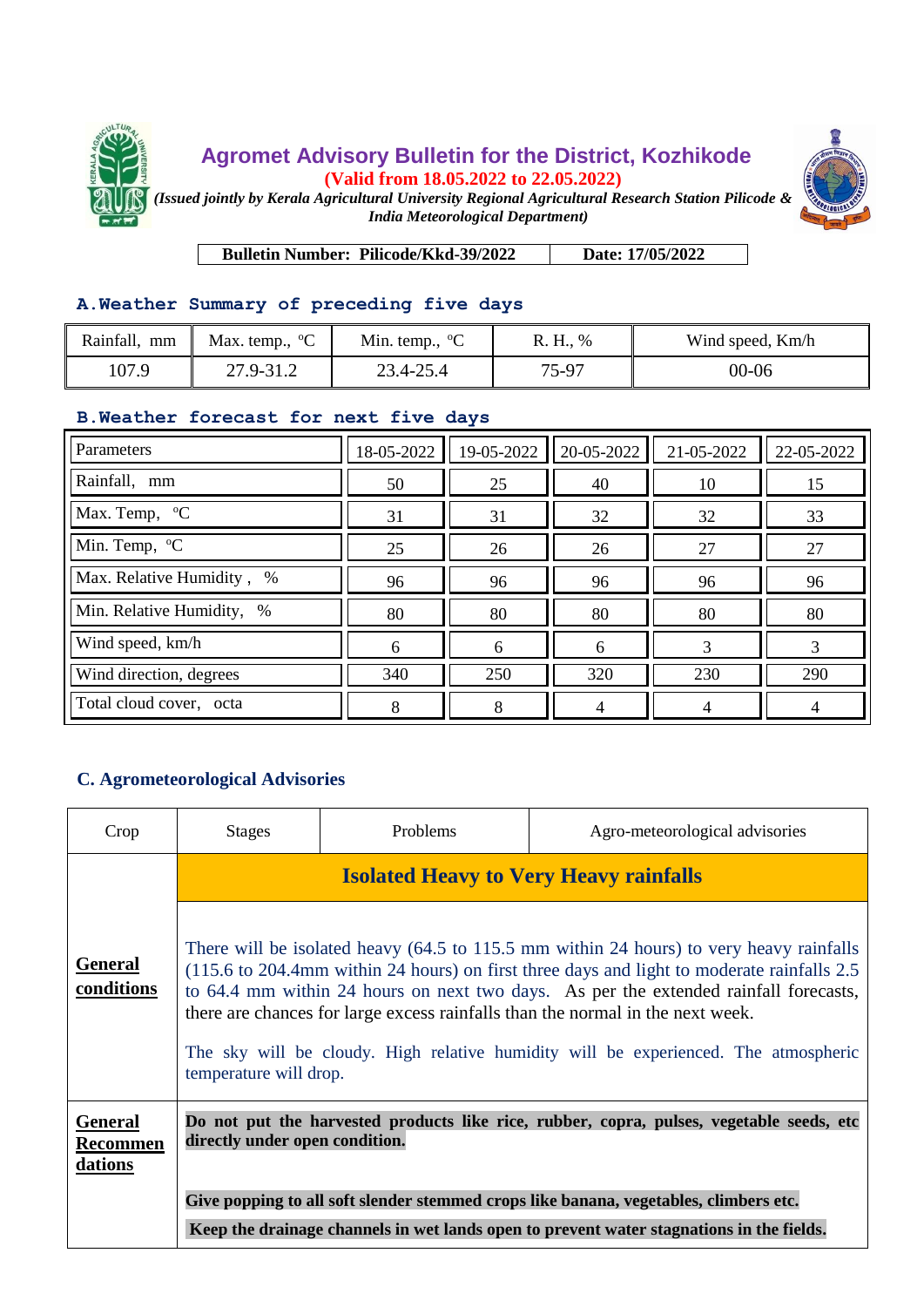## Agromet Advisory Bulletin for the District, Kozhikode

**(Valid from 18.05.2022 to 22.05.2022)**

*(Issued jointly by Kerala Agricultural University Regional Agricultural Research Station Pilicode & India Meteorological Department)*

| Bulletin Number: Pilicode/Kkd-39/2022 | Date: 17/05/2022 |
|---|---|

### A. Weather Summary of preceding five days

| Rainfall, mm | Max. temp., °C | Min. temp., °C | R. H., % | Wind speed, Km/h |
|---|---|---|---|---|
| 107.9 | 27.9-31.2 | 23.4-25.4 | 75-97 | 00-06 |

### B. Weather forecast for next five days

| Parameters | 18-05-2022 | 19-05-2022 | 20-05-2022 | 21-05-2022 | 22-05-2022 |
|---|---|---|---|---|---|
| Rainfall, mm | 50 | 25 | 40 | 10 | 15 |
| Max. Temp, °C | 31 | 31 | 32 | 32 | 33 |
| Min. Temp, °C | 25 | 26 | 26 | 27 | 27 |
| Max. Relative Humidity , % | 96 | 96 | 96 | 96 | 96 |
| Min. Relative Humidity, % | 80 | 80 | 80 | 80 | 80 |
| Wind speed, km/h | 6 | 6 | 6 | 3 | 3 |
| Wind direction, degrees | 340 | 250 | 320 | 230 | 290 |
| Total cloud cover, octa | 8 | 8 | 4 | 4 | 4 |

### C. Agrometeorological Advisories

| Crop | Stages | Problems | Agro-meteorological advisories |
|---|---|---|---|
| | **Isolated Heavy to Very Heavy rainfalls** | | |
| **General conditions** | There will be isolated heavy (64.5 to 115.5 mm within 24 hours) to very heavy rainfalls (115.6 to 204.4mm within 24 hours) on first three days and light to moderate rainfalls 2.5 to 64.4 mm within 24 hours on next two days. As per the extended rainfall forecasts, there are chances for large excess rainfalls than the normal in the next week. The sky will be cloudy. High relative humidity will be experienced. The atmospheric temperature will drop. | | |
| **General Recommendations** | **Do not put the harvested products like rice, rubber, copra, pulses, vegetable seeds, etc directly under open condition.** **Give popping to all soft slender stemmed crops like banana, vegetables, climbers etc.** **Keep the drainage channels in wet lands open to prevent water stagnations in the fields.** | | |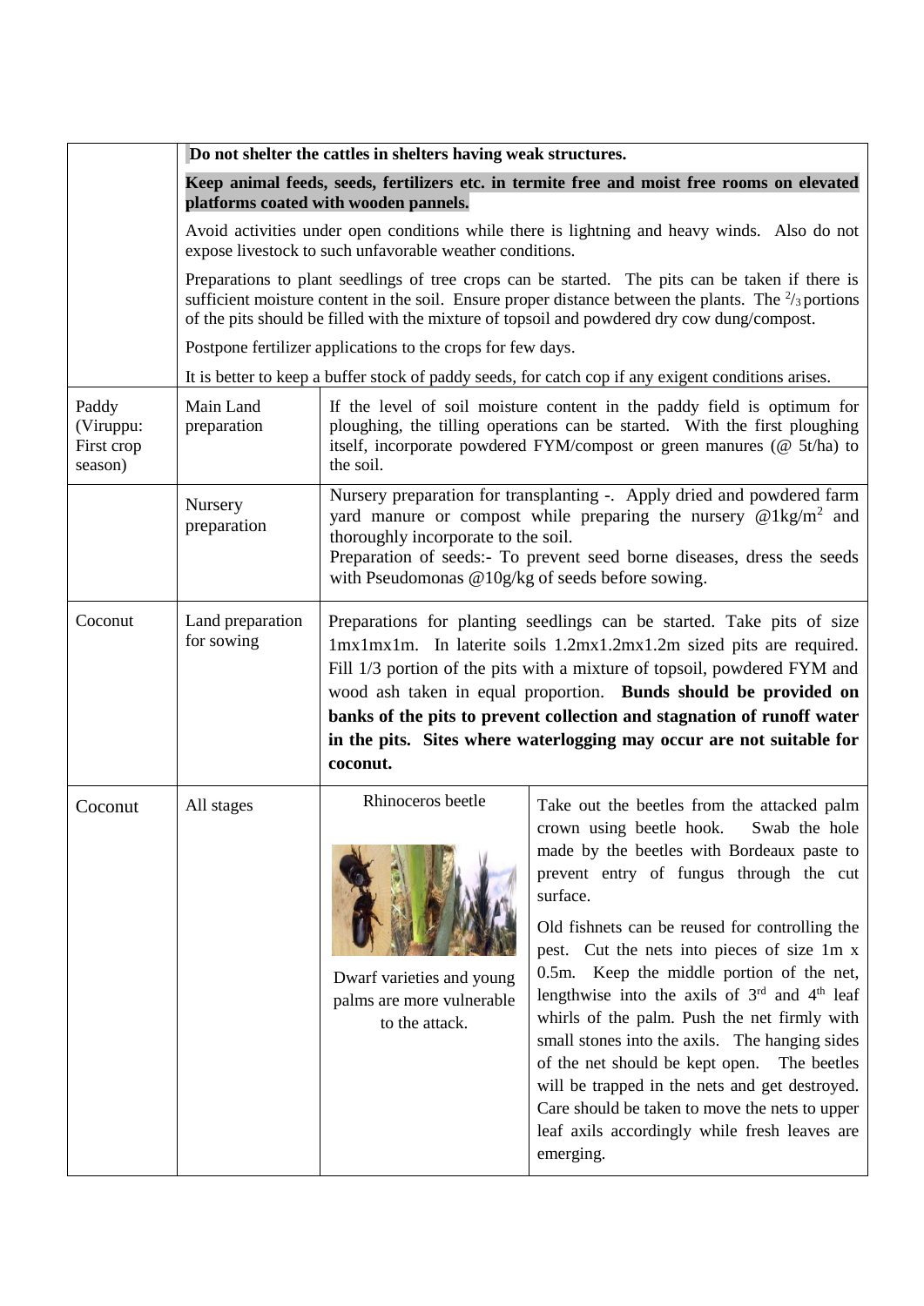| | | | |
|---|---|---|---|
| | **Do not shelter the cattles in shelters having weak structures.**<br><br>**Keep animal feeds, seeds, fertilizers etc. in termite free and moist free rooms on elevated platforms coated with wooden pannels.**<br><br>Avoid activities under open conditions while there is lightning and heavy winds. Also do not expose livestock to such unfavorable weather conditions.<br><br>Preparations to plant seedlings of tree crops can be started. The pits can be taken if there is sufficient moisture content in the soil. Ensure proper distance between the plants. The $^{2}/_{3}$ portions of the pits should be filled with the mixture of topsoil and powdered dry cow dung/compost.<br><br>Postpone fertilizer applications to the crops for few days.<br><br>It is better to keep a buffer stock of paddy seeds, for catch cop if any exigent conditions arises. | | |
| Paddy (Viruppu: First crop season) | Main Land preparation | If the level of soil moisture content in the paddy field is optimum for ploughing, the tilling operations can be started. With the first ploughing itself, incorporate powdered FYM/compost or green manures (@ 5t/ha) to the soil. | |
| | Nursery preparation | Nursery preparation for transplanting -. Apply dried and powdered farm yard manure or compost while preparing the nursery @1kg/$m^2$ and thoroughly incorporate to the soil.<br>Preparation of seeds:- To prevent seed borne diseases, dress the seeds with Pseudomonas @10g/kg of seeds before sowing. | |
| Coconut | Land preparation for sowing | Preparations for planting seedlings can be started. Take pits of size 1mx1mx1m. In laterite soils 1.2mx1.2mx1.2m sized pits are required. Fill 1/3 portion of the pits with a mixture of topsoil, powdered FYM and wood ash taken in equal proportion. **Bunds should be provided on banks of the pits to prevent collection and stagnation of runoff water in the pits. Sites where waterlogging may occur are not suitable for coconut.** | |
| Coconut | All stages | Rhinoceros beetle<br><br>Dwarf varieties and young palms are more vulnerable to the attack. | Take out the beetles from the attacked palm crown using beetle hook. Swab the hole made by the beetles with Bordeaux paste to prevent entry of fungus through the cut surface.<br><br>Old fishnets can be reused for controlling the pest. Cut the nets into pieces of size 1m x 0.5m. Keep the middle portion of the net, lengthwise into the axils of 3rd and 4th leaf whirls of the palm. Push the net firmly with small stones into the axils. The hanging sides of the net should be kept open. The beetles will be trapped in the nets and get destroyed. Care should be taken to move the nets to upper leaf axils accordingly while fresh leaves are emerging. |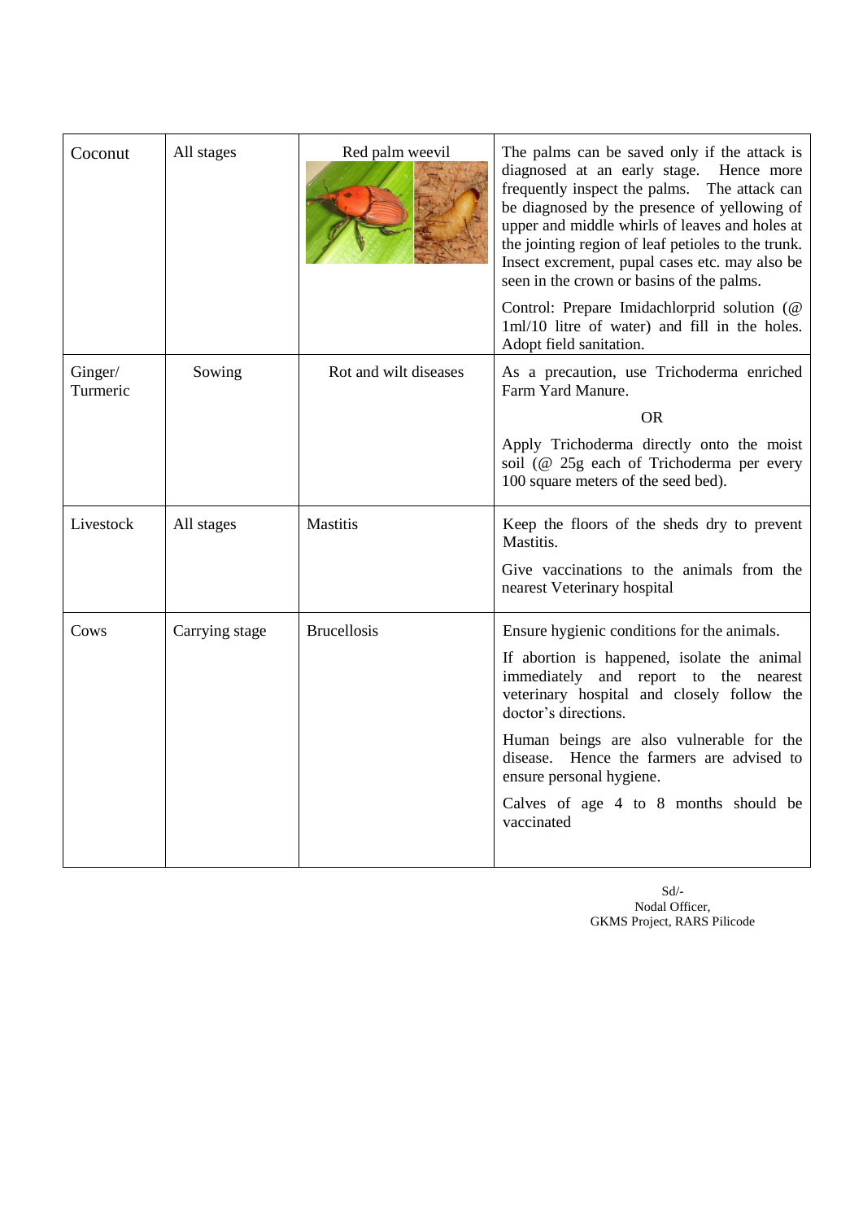| | | | |
|---|---|---|---|
| Coconut | All stages | Red palm weevil | The palms can be saved only if the attack is diagnosed at an early stage. Hence more frequently inspect the palms. The attack can be diagnosed by the presence of yellowing of upper and middle whirls of leaves and holes at the jointing region of leaf petioles to the trunk. Insect excrement, pupal cases etc. may also be seen in the crown or basins of the palms.<br><br>Control: Prepare Imidachlorprid solution (@ 1ml/10 litre of water) and fill in the holes. Adopt field sanitation. |
| Ginger/ Turmeric | Sowing | Rot and wilt diseases | As a precaution, use Trichoderma enriched Farm Yard Manure.<br><br>OR<br><br>Apply Trichoderma directly onto the moist soil (@ 25g each of Trichoderma per every 100 square meters of the seed bed). |
| Livestock | All stages | Mastitis | Keep the floors of the sheds dry to prevent Mastitis.<br><br>Give vaccinations to the animals from the nearest Veterinary hospital |
| Cows | Carrying stage | Brucellosis | Ensure hygienic conditions for the animals.<br><br>If abortion is happened, isolate the animal immediately and report to the nearest veterinary hospital and closely follow the doctor's directions.<br><br>Human beings are also vulnerable for the disease. Hence the farmers are advised to ensure personal hygiene.<br><br>Calves of age 4 to 8 months should be vaccinated |

Sd/-
Nodal Officer,
GKMS Project, RARS Pilicode